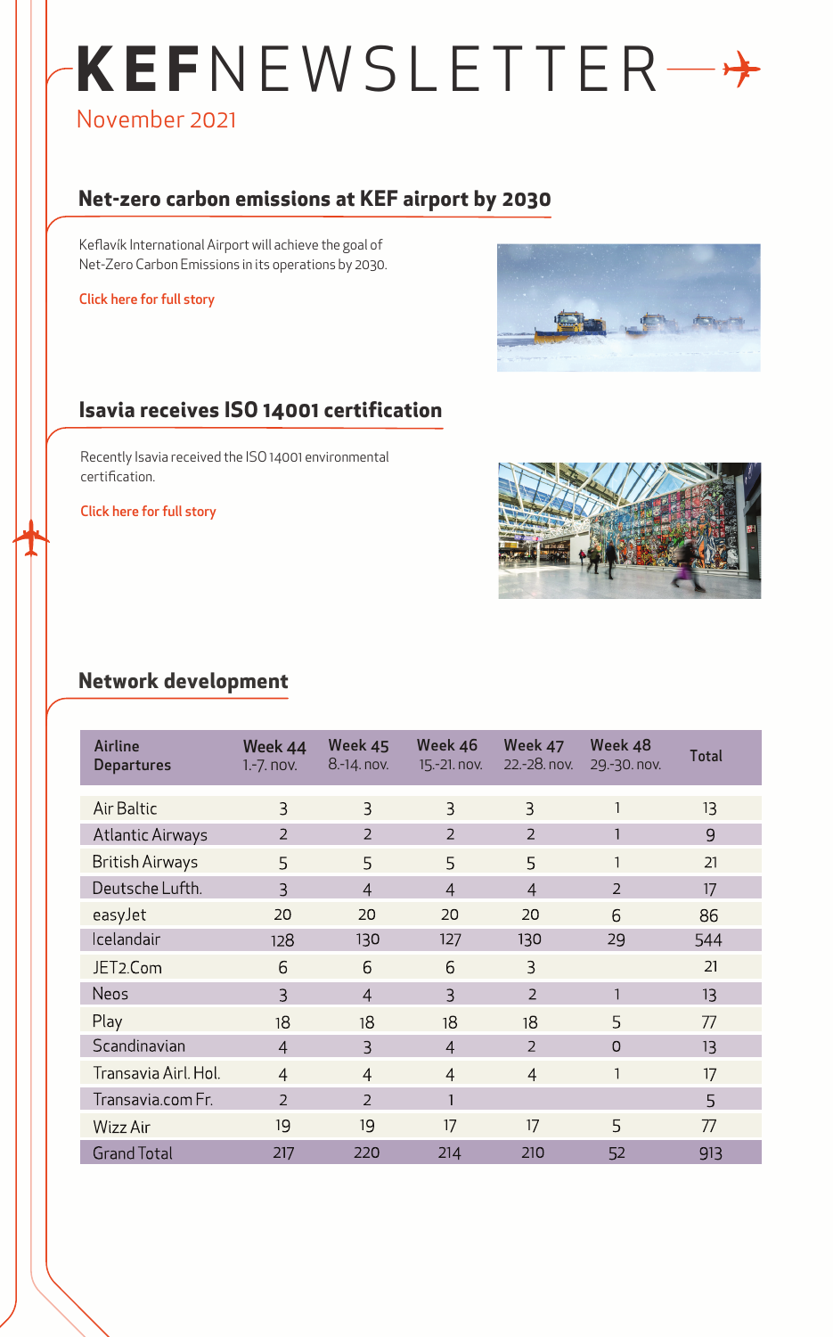# KEFNEWSLETTER

November 2021

## Net-zero carbon emissions at KEF airport by 2030

Keflavík International Airport will achieve the goal of Net-Zero Carbon Emissions in its operations by 2030.

Click here for full story

## Isavia receives ISO 14001 certification

Recently Isavia received the ISO 14001 environmental certification.

Click here for full story

## Network development

| Airline Departures | Week 44 1.-7. nov. | Week 45 8.-14. nov. | Week 46 15.-21. nov. | Week 47 22.-28. nov. | Week 48 29.-30. nov. | Total |
|---|---|---|---|---|---|---|
| Air Baltic | 3 | 3 | 3 | 3 | 1 | 13 |
| Atlantic Airways | 2 | 2 | 2 | 2 | 1 | 9 |
| British Airways | 5 | 5 | 5 | 5 | 1 | 21 |
| Deutsche Lufth. | 3 | 4 | 4 | 4 | 2 | 17 |
| easyJet | 20 | 20 | 20 | 20 | 6 | 86 |
| Icelandair | 128 | 130 | 127 | 130 | 29 | 544 |
| JET2.Com | 6 | 6 | 6 | 3 | | 21 |
| Neos | 3 | 4 | 3 | 2 | 1 | 13 |
| Play | 18 | 18 | 18 | 18 | 5 | 77 |
| Scandinavian | 4 | 3 | 4 | 2 | 0 | 13 |
| Transavia Airl. Hol. | 4 | 4 | 4 | 4 | 1 | 17 |
| Transavia.com Fr. | 2 | 2 | 1 | | | 5 |
| Wizz Air | 19 | 19 | 17 | 17 | 5 | 77 |
| Grand Total | 217 | 220 | 214 | 210 | 52 | 913 |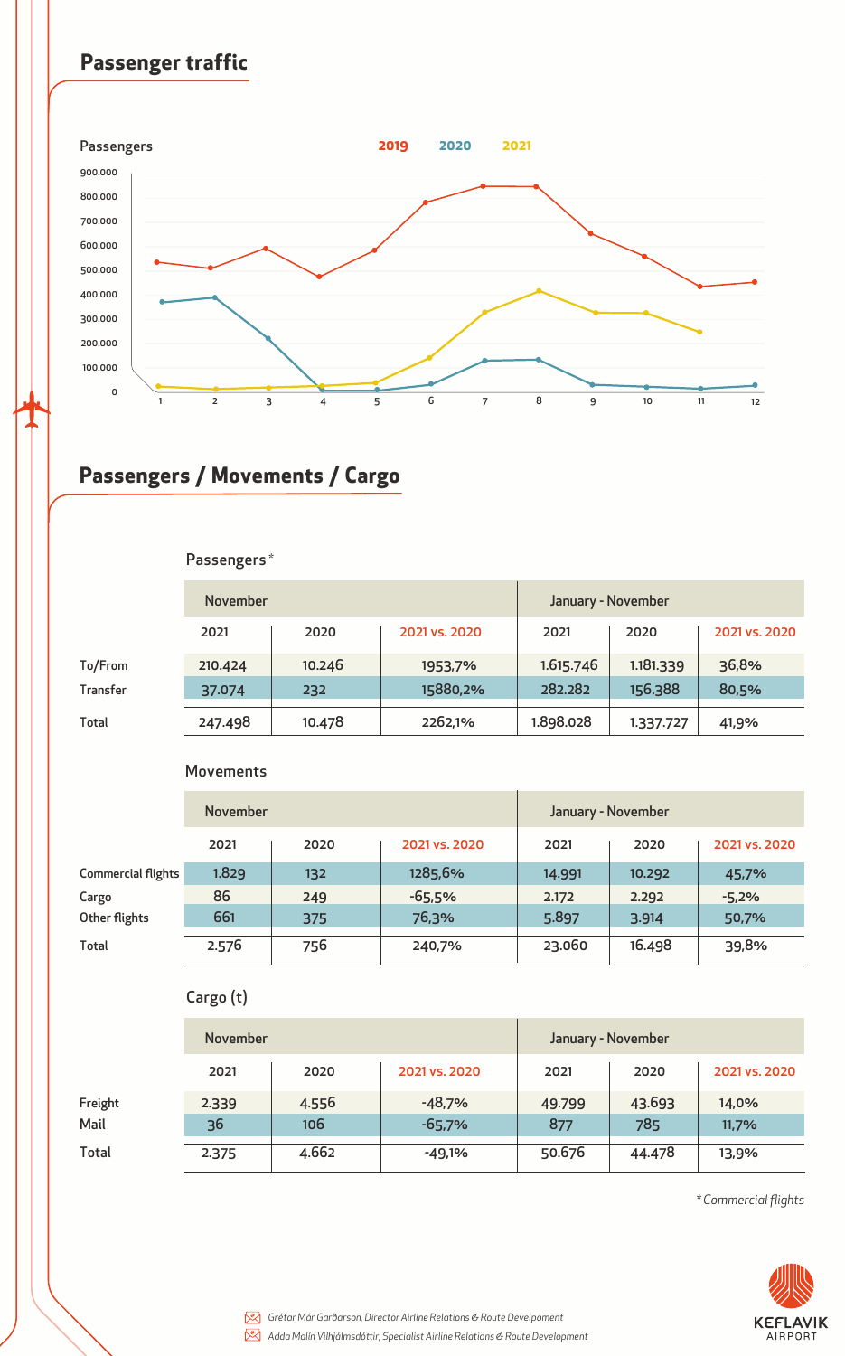## Passenger traffic

Passengers

2019 2020 2021

900.000
800.000
700.000
600.000
500.000
400.000
300.000
200.000
100.000
0

1 2 3 4 5 6 7 8 9 10 11 12

## Passengers / Movements / Cargo

### Passengers*

| | November | | | January - November | | |
|---|---|---|---|---|---|---|
| | 2021 | 2020 | 2021 vs. 2020 | 2021 | 2020 | 2021 vs. 2020 |
| To/From | 210.424 | 10.246 | 1953,7% | 1.615.746 | 1.181.339 | 36,8% |
| Transfer | 37.074 | 232 | 15880,2% | 282.282 | 156.388 | 80,5% |
| Total | 247.498 | 10.478 | 2262,1% | 1.898.028 | 1.337.727 | 41,9% |

### Movements

| | November | | | January - November | | |
|---|---|---|---|---|---|---|
| | 2021 | 2020 | 2021 vs. 2020 | 2021 | 2020 | 2021 vs. 2020 |
| Commercial flights | 1.829 | 132 | 1285,6% | 14.991 | 10.292 | 45,7% |
| Cargo | 86 | 249 | -65,5% | 2.172 | 2.292 | -5,2% |
| Other flights | 661 | 375 | 76,3% | 5.897 | 3.914 | 50,7% |
| Total | 2.576 | 756 | 240,7% | 23.060 | 16.498 | 39,8% |

### Cargo (t)

| | November | | | January - November | | |
|---|---|---|---|---|---|---|
| | 2021 | 2020 | 2021 vs. 2020 | 2021 | 2020 | 2021 vs. 2020 |
| Freight | 2.339 | 4.556 | -48,7% | 49.799 | 43.693 | 14,0% |
| Mail | 36 | 106 | -65,7% | 877 | 785 | 11,7% |
| Total | 2.375 | 4.662 | -49,1% | 50.676 | 44.478 | 13,9% |

*\*Commercial flights*

*Grétar Már Garðarson, Director Airline Relations & Route Development*

*Adda Malín Vilhjálmsdóttir, Specialist Airline Relations & Route Development*

KEFLAVIK AIRPORT